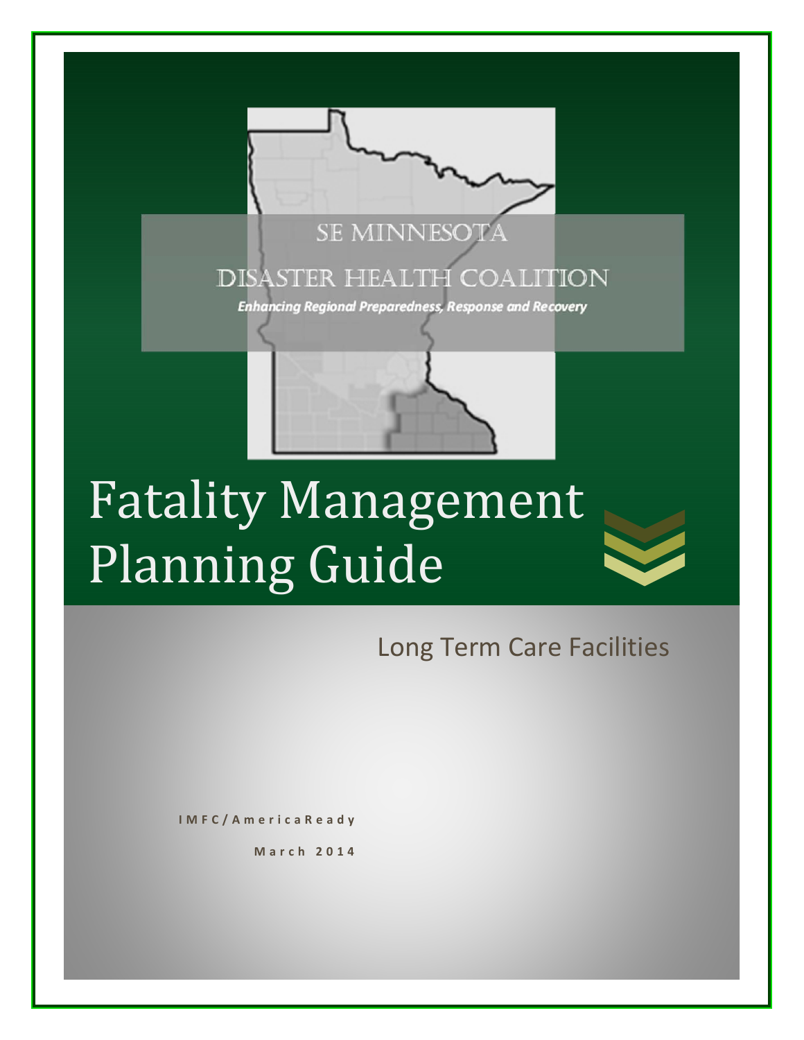SE MINNESOTA

DISASTER HEALTH COALITION

*Enhancing Regional Preparedness, Response and Recovery*

# Fatality Management Planning Guide

## Long Term Care Facilities

IMFC/AmericaReady

March 2014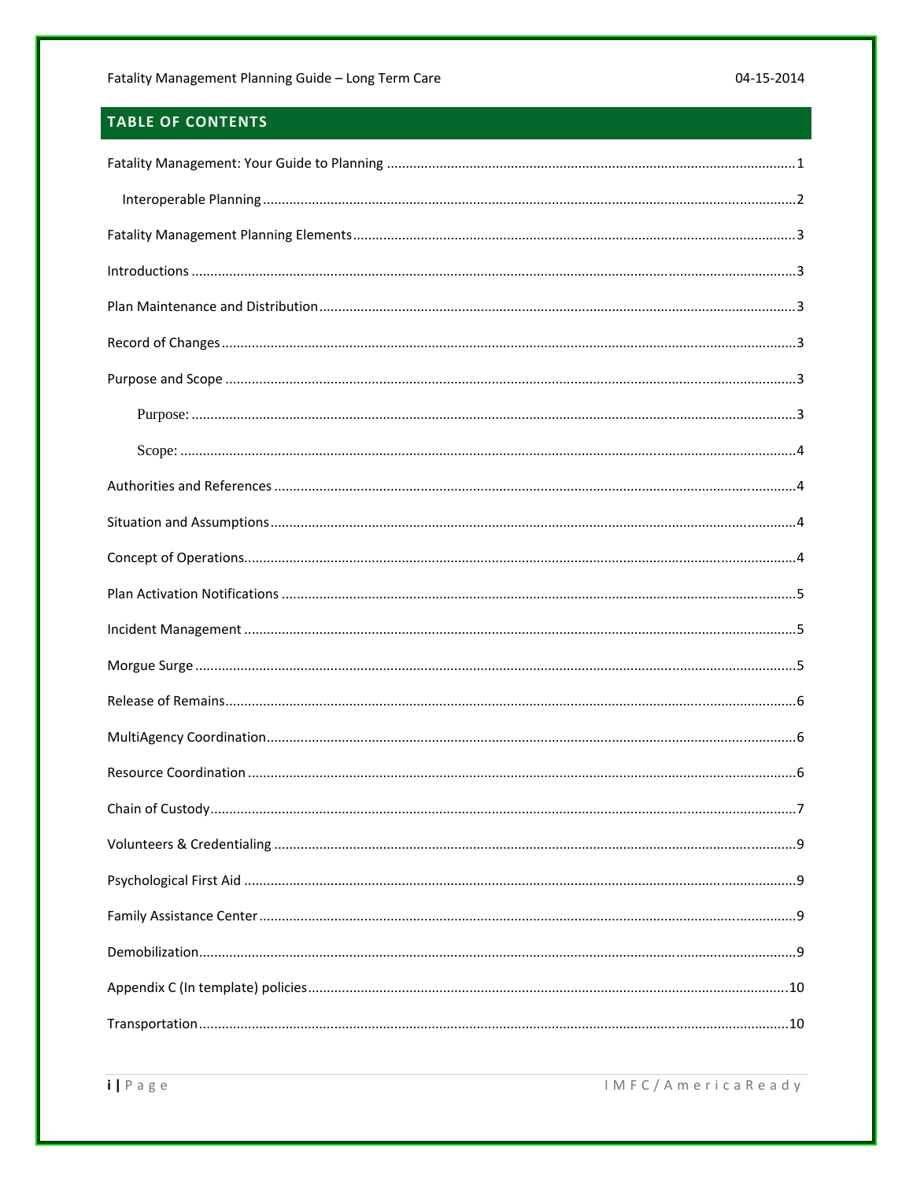## TABLE OF CONTENTS

Fatality Management: Your Guide to Planning ........................................ 1

  Interoperable Planning ........................................ 2

Fatality Management Planning Elements ........................................ 3

Introductions ........................................ 3

Plan Maintenance and Distribution ........................................ 3

Record of Changes ........................................ 3

Purpose and Scope ........................................ 3

    Purpose: ........................................ 3

    Scope: ........................................ 4

Authorities and References ........................................ 4

Situation and Assumptions ........................................ 4

Concept of Operations ........................................ 4

Plan Activation Notifications ........................................ 5

Incident Management ........................................ 5

Morgue Surge ........................................ 5

Release of Remains ........................................ 6

MultiAgency Coordination ........................................ 6

Resource Coordination ........................................ 6

Chain of Custody ........................................ 7

Volunteers & Credentialing ........................................ 9

Psychological First Aid ........................................ 9

Family Assistance Center ........................................ 9

Demobilization ........................................ 9

Appendix C (In template) policies ........................................ 10

Transportation ........................................ 10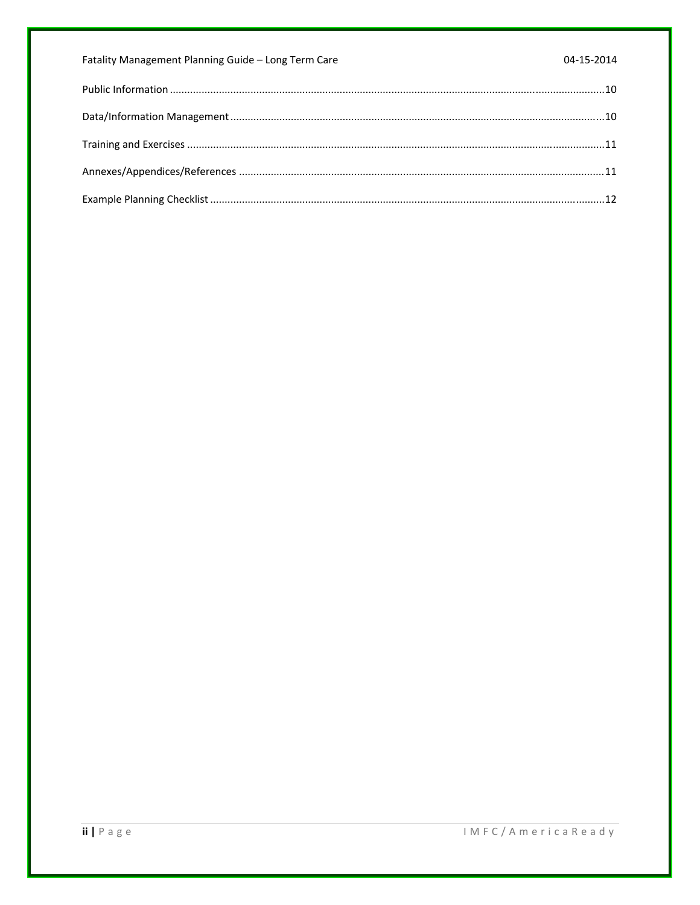Public Information ........................................................................................................................................10

Data/Information Management ......................................................................................................................10

Training and Exercises ...................................................................................................................................11

Annexes/Appendices/References ..................................................................................................................11

Example Planning Checklist ..........................................................................................................................12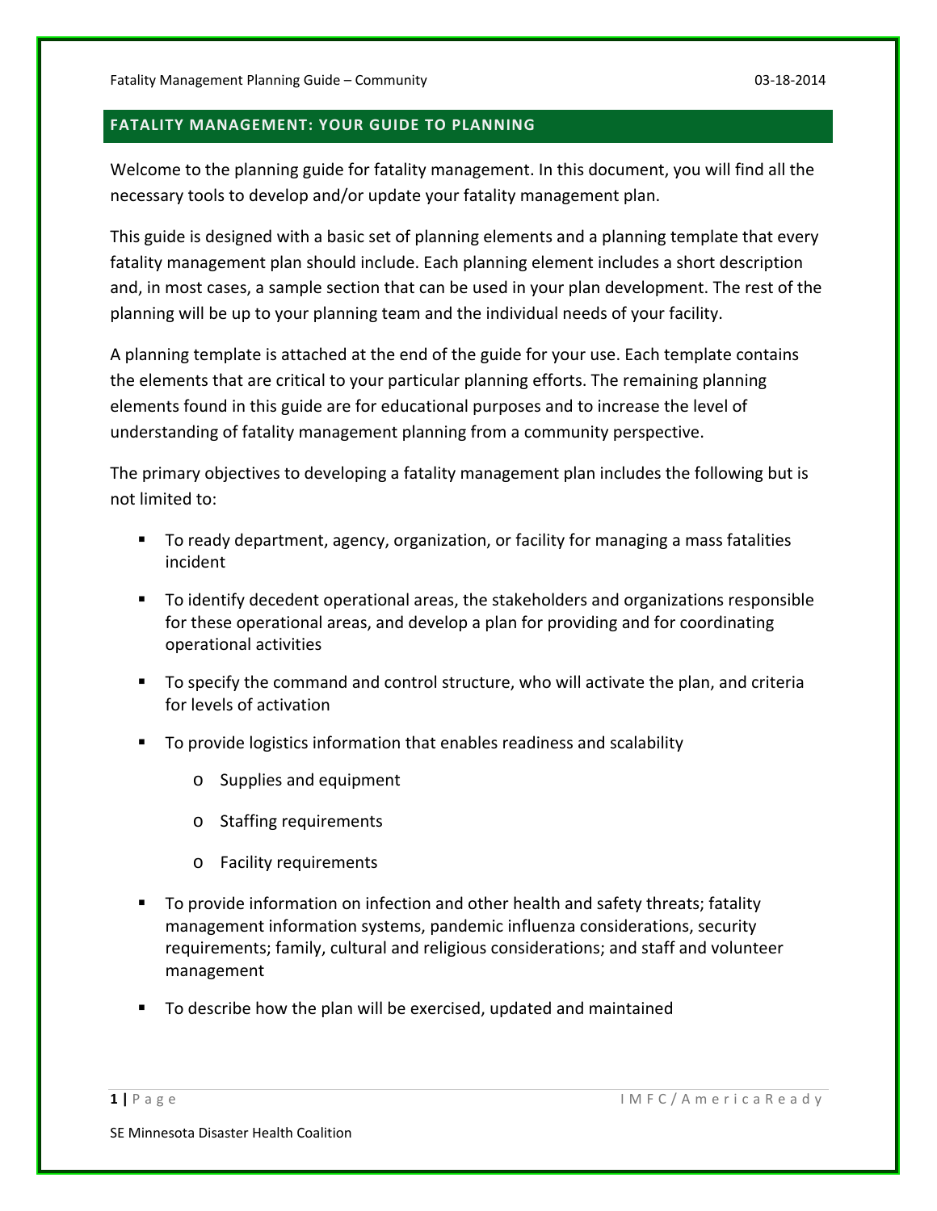## FATALITY MANAGEMENT: YOUR GUIDE TO PLANNING

Welcome to the planning guide for fatality management. In this document, you will find all the necessary tools to develop and/or update your fatality management plan.

This guide is designed with a basic set of planning elements and a planning template that every fatality management plan should include. Each planning element includes a short description and, in most cases, a sample section that can be used in your plan development. The rest of the planning will be up to your planning team and the individual needs of your facility.

A planning template is attached at the end of the guide for your use. Each template contains the elements that are critical to your particular planning efforts. The remaining planning elements found in this guide are for educational purposes and to increase the level of understanding of fatality management planning from a community perspective.

The primary objectives to developing a fatality management plan includes the following but is not limited to:

- To ready department, agency, organization, or facility for managing a mass fatalities incident
- To identify decedent operational areas, the stakeholders and organizations responsible for these operational areas, and develop a plan for providing and for coordinating operational activities
- To specify the command and control structure, who will activate the plan, and criteria for levels of activation
- To provide logistics information that enables readiness and scalability
  - Supplies and equipment
  - Staffing requirements
  - Facility requirements
- To provide information on infection and other health and safety threats; fatality management information systems, pandemic influenza considerations, security requirements; family, cultural and religious considerations; and staff and volunteer management
- To describe how the plan will be exercised, updated and maintained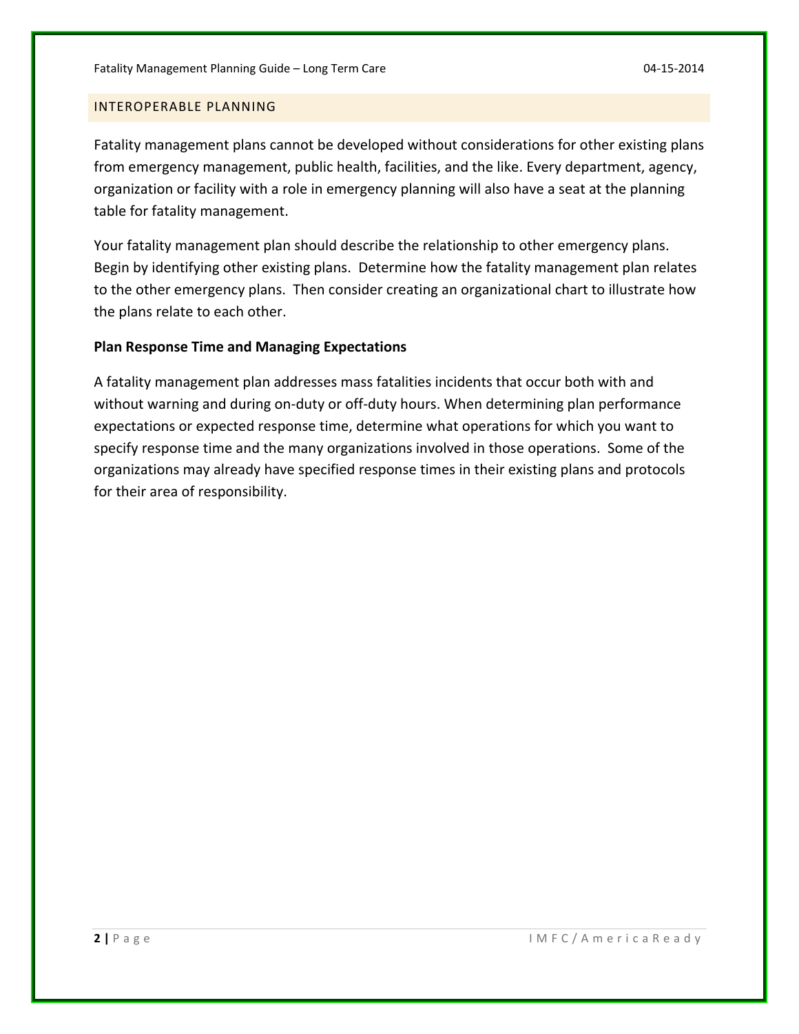## INTEROPERABLE PLANNING

Fatality management plans cannot be developed without considerations for other existing plans from emergency management, public health, facilities, and the like. Every department, agency, organization or facility with a role in emergency planning will also have a seat at the planning table for fatality management.

Your fatality management plan should describe the relationship to other emergency plans. Begin by identifying other existing plans. Determine how the fatality management plan relates to the other emergency plans. Then consider creating an organizational chart to illustrate how the plans relate to each other.

**Plan Response Time and Managing Expectations**

A fatality management plan addresses mass fatalities incidents that occur both with and without warning and during on-duty or off-duty hours. When determining plan performance expectations or expected response time, determine what operations for which you want to specify response time and the many organizations involved in those operations. Some of the organizations may already have specified response times in their existing plans and protocols for their area of responsibility.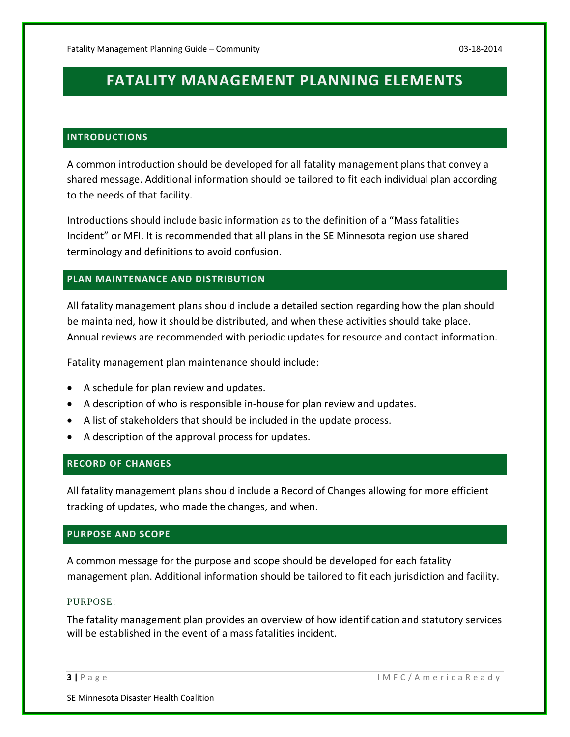# FATALITY MANAGEMENT PLANNING ELEMENTS

## INTRODUCTIONS

A common introduction should be developed for all fatality management plans that convey a shared message. Additional information should be tailored to fit each individual plan according to the needs of that facility.

Introductions should include basic information as to the definition of a "Mass fatalities Incident" or MFI. It is recommended that all plans in the SE Minnesota region use shared terminology and definitions to avoid confusion.

## PLAN MAINTENANCE AND DISTRIBUTION

All fatality management plans should include a detailed section regarding how the plan should be maintained, how it should be distributed, and when these activities should take place. Annual reviews are recommended with periodic updates for resource and contact information.

Fatality management plan maintenance should include:

- A schedule for plan review and updates.
- A description of who is responsible in-house for plan review and updates.
- A list of stakeholders that should be included in the update process.
- A description of the approval process for updates.

## RECORD OF CHANGES

All fatality management plans should include a Record of Changes allowing for more efficient tracking of updates, who made the changes, and when.

## PURPOSE AND SCOPE

A common message for the purpose and scope should be developed for each fatality management plan. Additional information should be tailored to fit each jurisdiction and facility.

### PURPOSE:

The fatality management plan provides an overview of how identification and statutory services will be established in the event of a mass fatalities incident.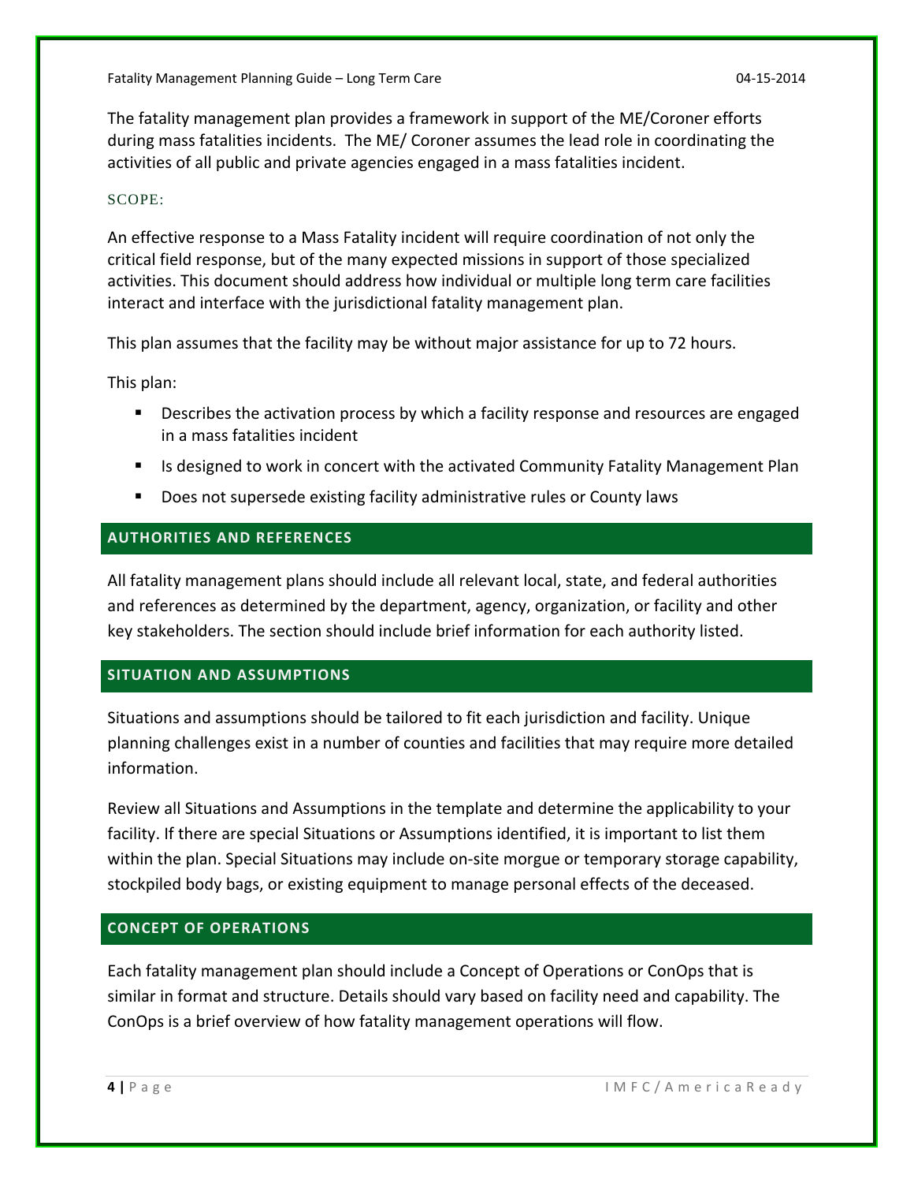The fatality management plan provides a framework in support of the ME/Coroner efforts during mass fatalities incidents. The ME/ Coroner assumes the lead role in coordinating the activities of all public and private agencies engaged in a mass fatalities incident.

### SCOPE:

An effective response to a Mass Fatality incident will require coordination of not only the critical field response, but of the many expected missions in support of those specialized activities. This document should address how individual or multiple long term care facilities interact and interface with the jurisdictional fatality management plan.

This plan assumes that the facility may be without major assistance for up to 72 hours.

This plan:

- Describes the activation process by which a facility response and resources are engaged in a mass fatalities incident
- Is designed to work in concert with the activated Community Fatality Management Plan
- Does not supersede existing facility administrative rules or County laws

## AUTHORITIES AND REFERENCES

All fatality management plans should include all relevant local, state, and federal authorities and references as determined by the department, agency, organization, or facility and other key stakeholders. The section should include brief information for each authority listed.

## SITUATION AND ASSUMPTIONS

Situations and assumptions should be tailored to fit each jurisdiction and facility. Unique planning challenges exist in a number of counties and facilities that may require more detailed information.

Review all Situations and Assumptions in the template and determine the applicability to your facility. If there are special Situations or Assumptions identified, it is important to list them within the plan. Special Situations may include on-site morgue or temporary storage capability, stockpiled body bags, or existing equipment to manage personal effects of the deceased.

## CONCEPT OF OPERATIONS

Each fatality management plan should include a Concept of Operations or ConOps that is similar in format and structure. Details should vary based on facility need and capability. The ConOps is a brief overview of how fatality management operations will flow.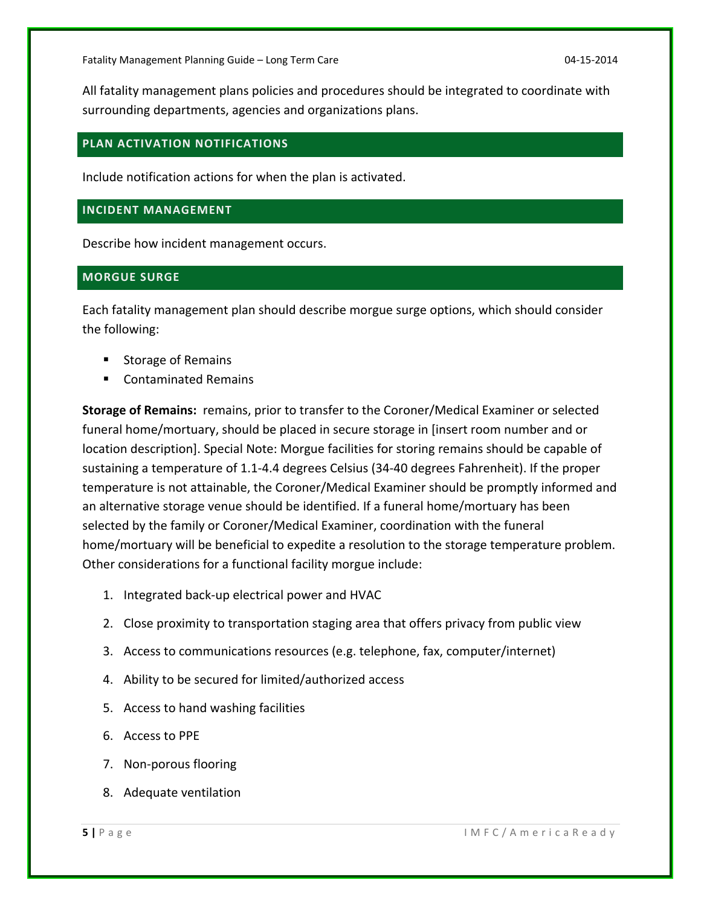All fatality management plans policies and procedures should be integrated to coordinate with surrounding departments, agencies and organizations plans.

## PLAN ACTIVATION NOTIFICATIONS

Include notification actions for when the plan is activated.

## INCIDENT MANAGEMENT

Describe how incident management occurs.

## MORGUE SURGE

Each fatality management plan should describe morgue surge options, which should consider the following:

- Storage of Remains
- Contaminated Remains

**Storage of Remains:** remains, prior to transfer to the Coroner/Medical Examiner or selected funeral home/mortuary, should be placed in secure storage in [insert room number and or location description]. Special Note: Morgue facilities for storing remains should be capable of sustaining a temperature of 1.1-4.4 degrees Celsius (34-40 degrees Fahrenheit). If the proper temperature is not attainable, the Coroner/Medical Examiner should be promptly informed and an alternative storage venue should be identified. If a funeral home/mortuary has been selected by the family or Coroner/Medical Examiner, coordination with the funeral home/mortuary will be beneficial to expedite a resolution to the storage temperature problem. Other considerations for a functional facility morgue include:

1. Integrated back-up electrical power and HVAC
2. Close proximity to transportation staging area that offers privacy from public view
3. Access to communications resources (e.g. telephone, fax, computer/internet)
4. Ability to be secured for limited/authorized access
5. Access to hand washing facilities
6. Access to PPE
7. Non-porous flooring
8. Adequate ventilation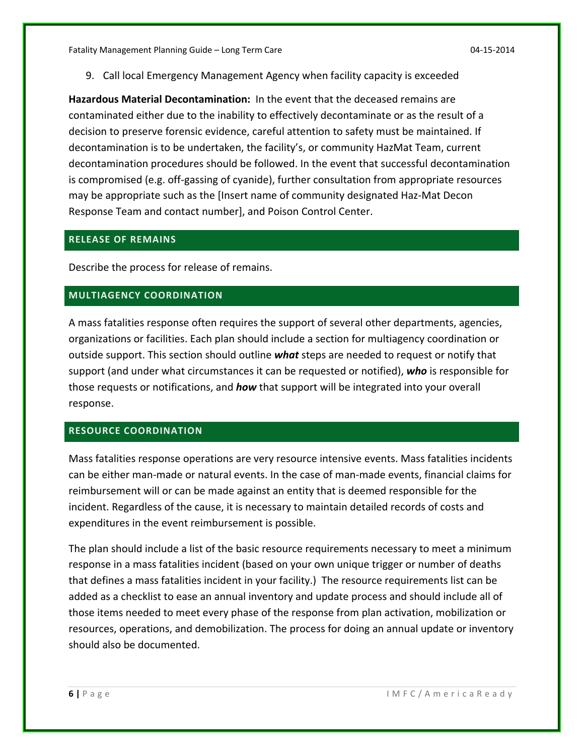9. Call local Emergency Management Agency when facility capacity is exceeded

**Hazardous Material Decontamination:** In the event that the deceased remains are contaminated either due to the inability to effectively decontaminate or as the result of a decision to preserve forensic evidence, careful attention to safety must be maintained. If decontamination is to be undertaken, the facility's, or community HazMat Team, current decontamination procedures should be followed. In the event that successful decontamination is compromised (e.g. off-gassing of cyanide), further consultation from appropriate resources may be appropriate such as the [Insert name of community designated Haz-Mat Decon Response Team and contact number], and Poison Control Center.

## RELEASE OF REMAINS

Describe the process for release of remains.

## MULTIAGENCY COORDINATION

A mass fatalities response often requires the support of several other departments, agencies, organizations or facilities. Each plan should include a section for multiagency coordination or outside support. This section should outline ***what*** steps are needed to request or notify that support (and under what circumstances it can be requested or notified), ***who*** is responsible for those requests or notifications, and ***how*** that support will be integrated into your overall response.

## RESOURCE COORDINATION

Mass fatalities response operations are very resource intensive events. Mass fatalities incidents can be either man-made or natural events. In the case of man-made events, financial claims for reimbursement will or can be made against an entity that is deemed responsible for the incident. Regardless of the cause, it is necessary to maintain detailed records of costs and expenditures in the event reimbursement is possible.

The plan should include a list of the basic resource requirements necessary to meet a minimum response in a mass fatalities incident (based on your own unique trigger or number of deaths that defines a mass fatalities incident in your facility.) The resource requirements list can be added as a checklist to ease an annual inventory and update process and should include all of those items needed to meet every phase of the response from plan activation, mobilization or resources, operations, and demobilization. The process for doing an annual update or inventory should also be documented.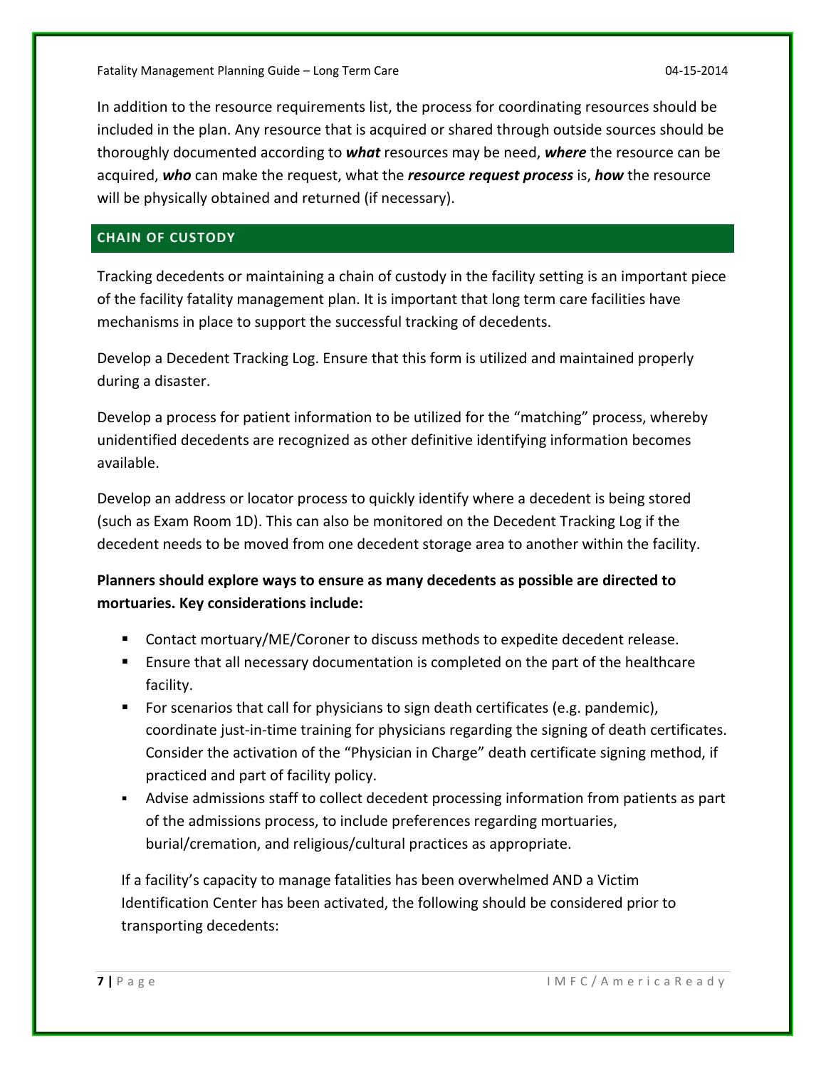In addition to the resource requirements list, the process for coordinating resources should be included in the plan. Any resource that is acquired or shared through outside sources should be thoroughly documented according to ***what*** resources may be need, ***where*** the resource can be acquired, ***who*** can make the request, what the ***resource request process*** is, ***how*** the resource will be physically obtained and returned (if necessary).

## CHAIN OF CUSTODY

Tracking decedents or maintaining a chain of custody in the facility setting is an important piece of the facility fatality management plan. It is important that long term care facilities have mechanisms in place to support the successful tracking of decedents.

Develop a Decedent Tracking Log. Ensure that this form is utilized and maintained properly during a disaster.

Develop a process for patient information to be utilized for the "matching" process, whereby unidentified decedents are recognized as other definitive identifying information becomes available.

Develop an address or locator process to quickly identify where a decedent is being stored (such as Exam Room 1D). This can also be monitored on the Decedent Tracking Log if the decedent needs to be moved from one decedent storage area to another within the facility.

**Planners should explore ways to ensure as many decedents as possible are directed to mortuaries. Key considerations include:**

- Contact mortuary/ME/Coroner to discuss methods to expedite decedent release.
- Ensure that all necessary documentation is completed on the part of the healthcare facility.
- For scenarios that call for physicians to sign death certificates (e.g. pandemic), coordinate just-in-time training for physicians regarding the signing of death certificates. Consider the activation of the "Physician in Charge" death certificate signing method, if practiced and part of facility policy.
- Advise admissions staff to collect decedent processing information from patients as part of the admissions process, to include preferences regarding mortuaries, burial/cremation, and religious/cultural practices as appropriate.

If a facility's capacity to manage fatalities has been overwhelmed AND a Victim Identification Center has been activated, the following should be considered prior to transporting decedents: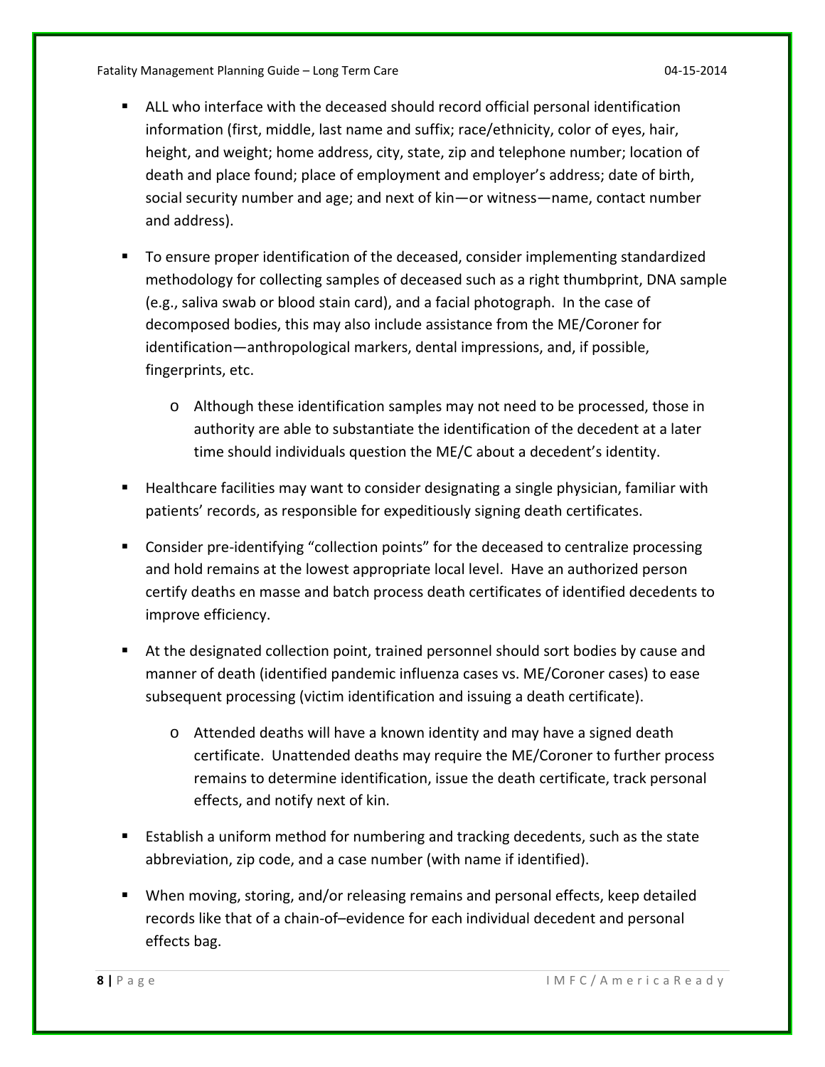- ALL who interface with the deceased should record official personal identification information (first, middle, last name and suffix; race/ethnicity, color of eyes, hair, height, and weight; home address, city, state, zip and telephone number; location of death and place found; place of employment and employer's address; date of birth, social security number and age; and next of kin—or witness—name, contact number and address).
- To ensure proper identification of the deceased, consider implementing standardized methodology for collecting samples of deceased such as a right thumbprint, DNA sample (e.g., saliva swab or blood stain card), and a facial photograph. In the case of decomposed bodies, this may also include assistance from the ME/Coroner for identification—anthropological markers, dental impressions, and, if possible, fingerprints, etc.
  - Although these identification samples may not need to be processed, those in authority are able to substantiate the identification of the decedent at a later time should individuals question the ME/C about a decedent's identity.
- Healthcare facilities may want to consider designating a single physician, familiar with patients' records, as responsible for expeditiously signing death certificates.
- Consider pre-identifying "collection points" for the deceased to centralize processing and hold remains at the lowest appropriate local level. Have an authorized person certify deaths en masse and batch process death certificates of identified decedents to improve efficiency.
- At the designated collection point, trained personnel should sort bodies by cause and manner of death (identified pandemic influenza cases vs. ME/Coroner cases) to ease subsequent processing (victim identification and issuing a death certificate).
  - Attended deaths will have a known identity and may have a signed death certificate. Unattended deaths may require the ME/Coroner to further process remains to determine identification, issue the death certificate, track personal effects, and notify next of kin.
- Establish a uniform method for numbering and tracking decedents, such as the state abbreviation, zip code, and a case number (with name if identified).
- When moving, storing, and/or releasing remains and personal effects, keep detailed records like that of a chain-of–evidence for each individual decedent and personal effects bag.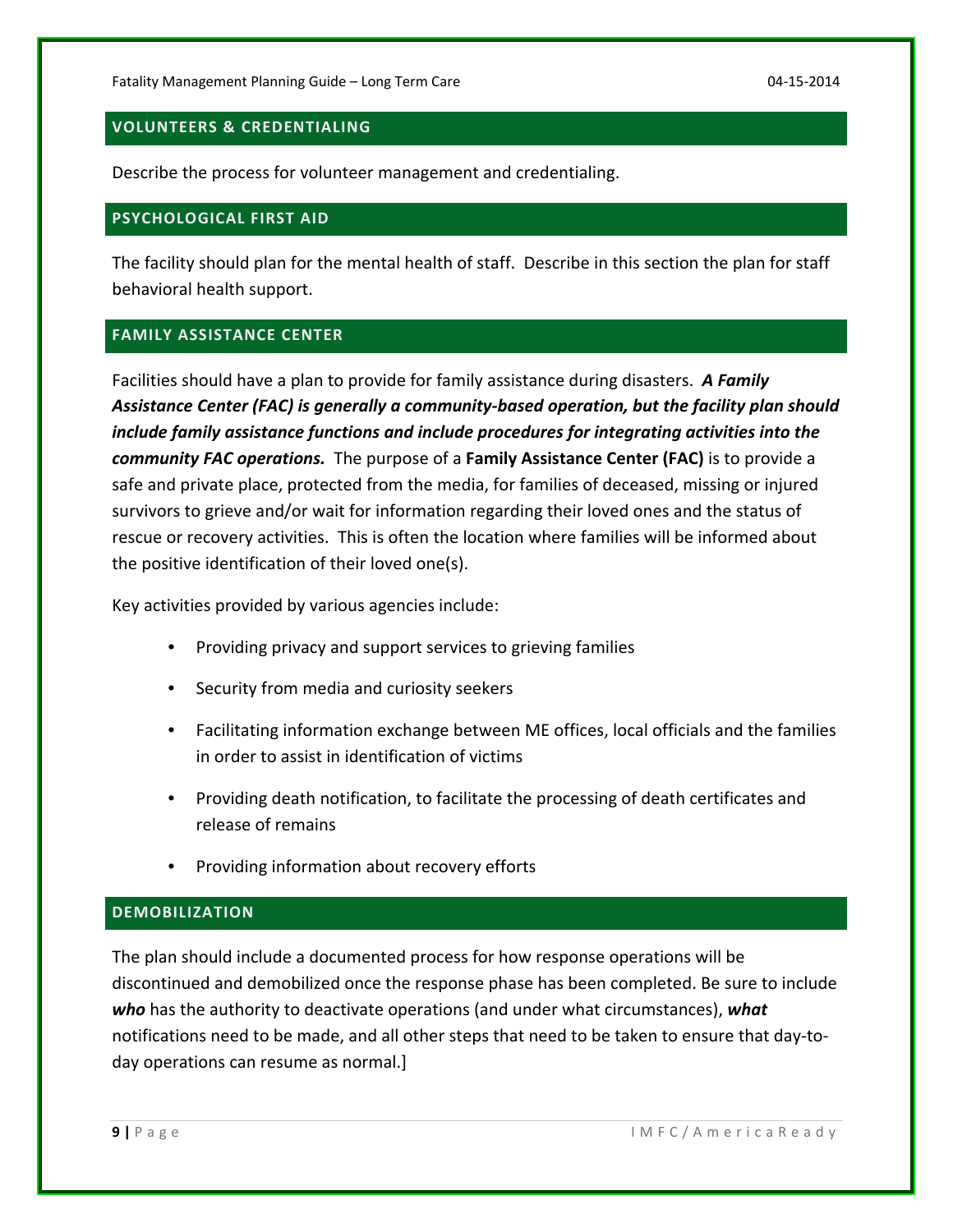## VOLUNTEERS & CREDENTIALING

Describe the process for volunteer management and credentialing.

## PSYCHOLOGICAL FIRST AID

The facility should plan for the mental health of staff. Describe in this section the plan for staff behavioral health support.

## FAMILY ASSISTANCE CENTER

Facilities should have a plan to provide for family assistance during disasters. ***A Family Assistance Center (FAC) is generally a community-based operation, but the facility plan should include family assistance functions and include procedures for integrating activities into the community FAC operations.*** The purpose of a **Family Assistance Center (FAC)** is to provide a safe and private place, protected from the media, for families of deceased, missing or injured survivors to grieve and/or wait for information regarding their loved ones and the status of rescue or recovery activities. This is often the location where families will be informed about the positive identification of their loved one(s).

Key activities provided by various agencies include:

- Providing privacy and support services to grieving families
- Security from media and curiosity seekers
- Facilitating information exchange between ME offices, local officials and the families in order to assist in identification of victims
- Providing death notification, to facilitate the processing of death certificates and release of remains
- Providing information about recovery efforts

## DEMOBILIZATION

The plan should include a documented process for how response operations will be discontinued and demobilized once the response phase has been completed. Be sure to include ***who*** has the authority to deactivate operations (and under what circumstances), ***what*** notifications need to be made, and all other steps that need to be taken to ensure that day-to-day operations can resume as normal.]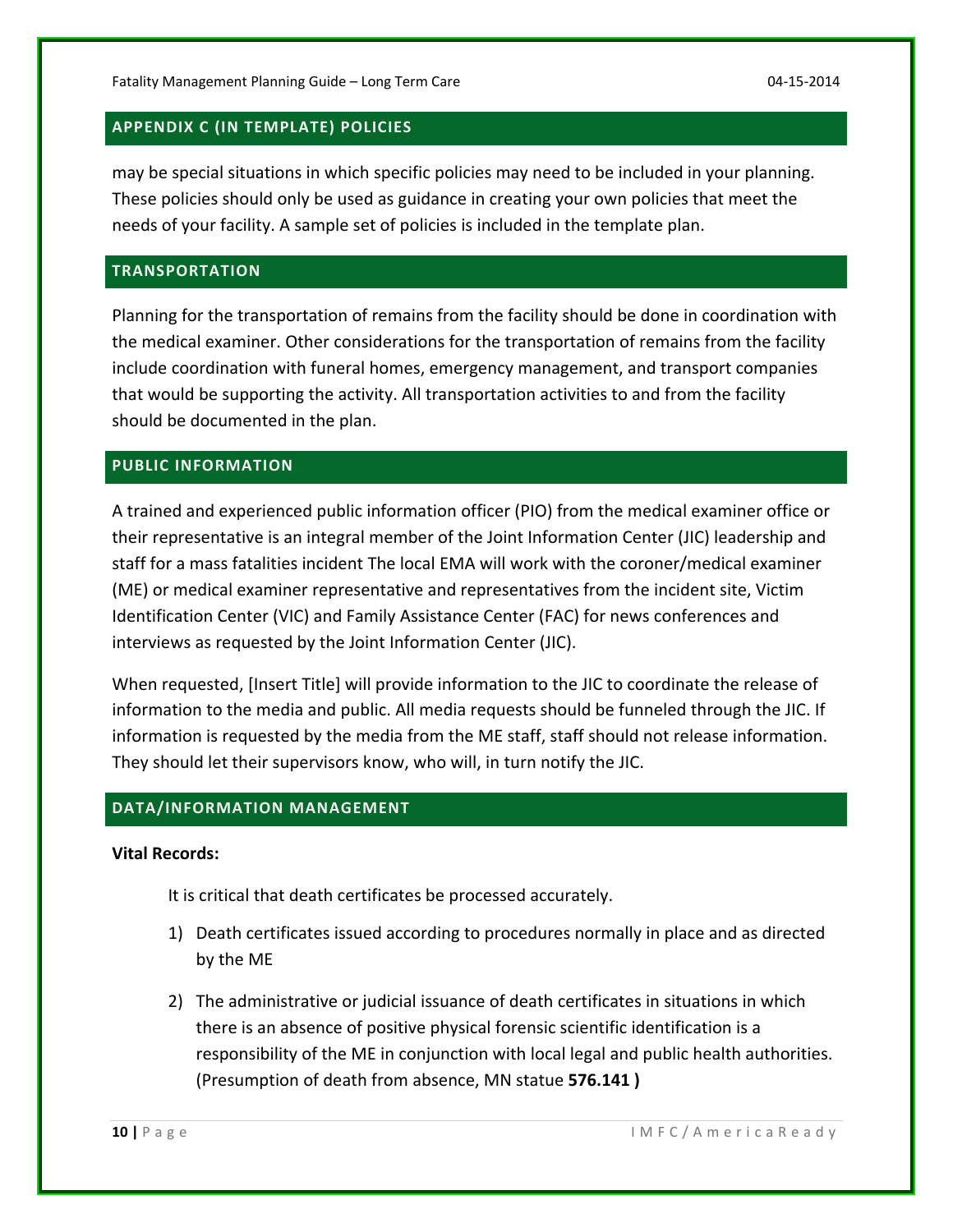## APPENDIX C (IN TEMPLATE) POLICIES

may be special situations in which specific policies may need to be included in your planning. These policies should only be used as guidance in creating your own policies that meet the needs of your facility. A sample set of policies is included in the template plan.

## TRANSPORTATION

Planning for the transportation of remains from the facility should be done in coordination with the medical examiner. Other considerations for the transportation of remains from the facility include coordination with funeral homes, emergency management, and transport companies that would be supporting the activity. All transportation activities to and from the facility should be documented in the plan.

## PUBLIC INFORMATION

A trained and experienced public information officer (PIO) from the medical examiner office or their representative is an integral member of the Joint Information Center (JIC) leadership and staff for a mass fatalities incident The local EMA will work with the coroner/medical examiner (ME) or medical examiner representative and representatives from the incident site, Victim Identification Center (VIC) and Family Assistance Center (FAC) for news conferences and interviews as requested by the Joint Information Center (JIC).

When requested, [Insert Title] will provide information to the JIC to coordinate the release of information to the media and public. All media requests should be funneled through the JIC. If information is requested by the media from the ME staff, staff should not release information. They should let their supervisors know, who will, in turn notify the JIC.

## DATA/INFORMATION MANAGEMENT

**Vital Records:**

It is critical that death certificates be processed accurately.

1) Death certificates issued according to procedures normally in place and as directed by the ME
2) The administrative or judicial issuance of death certificates in situations in which there is an absence of positive physical forensic scientific identification is a responsibility of the ME in conjunction with local legal and public health authorities. (Presumption of death from absence, MN statue **576.141 )**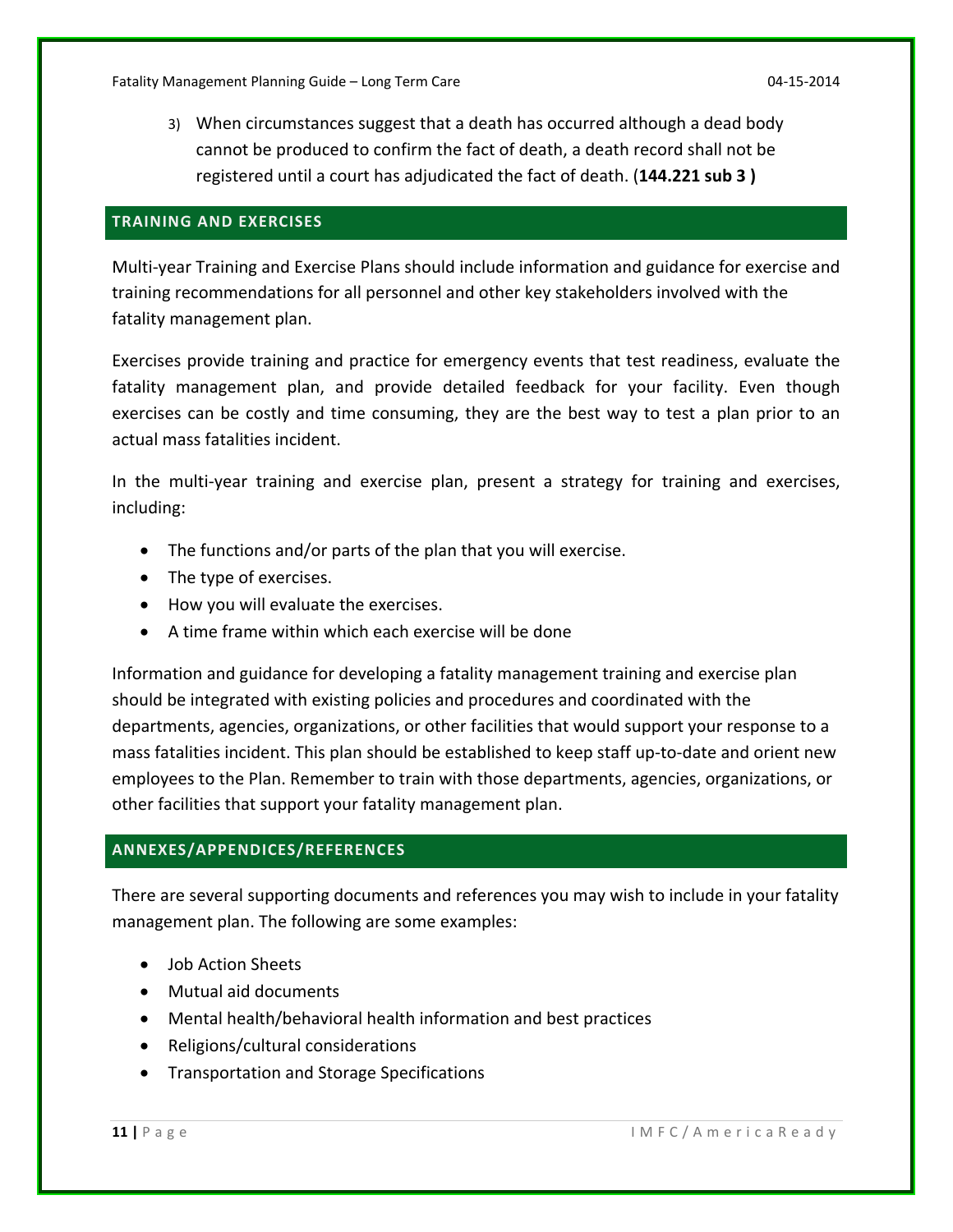3) When circumstances suggest that a death has occurred although a dead body cannot be produced to confirm the fact of death, a death record shall not be registered until a court has adjudicated the fact of death. (**144.221 sub 3 )**

## TRAINING AND EXERCISES

Multi-year Training and Exercise Plans should include information and guidance for exercise and training recommendations for all personnel and other key stakeholders involved with the fatality management plan.

Exercises provide training and practice for emergency events that test readiness, evaluate the fatality management plan, and provide detailed feedback for your facility. Even though exercises can be costly and time consuming, they are the best way to test a plan prior to an actual mass fatalities incident.

In the multi-year training and exercise plan, present a strategy for training and exercises, including:

- The functions and/or parts of the plan that you will exercise.
- The type of exercises.
- How you will evaluate the exercises.
- A time frame within which each exercise will be done

Information and guidance for developing a fatality management training and exercise plan should be integrated with existing policies and procedures and coordinated with the departments, agencies, organizations, or other facilities that would support your response to a mass fatalities incident. This plan should be established to keep staff up-to-date and orient new employees to the Plan. Remember to train with those departments, agencies, organizations, or other facilities that support your fatality management plan.

## ANNEXES/APPENDICES/REFERENCES

There are several supporting documents and references you may wish to include in your fatality management plan. The following are some examples:

- Job Action Sheets
- Mutual aid documents
- Mental health/behavioral health information and best practices
- Religions/cultural considerations
- Transportation and Storage Specifications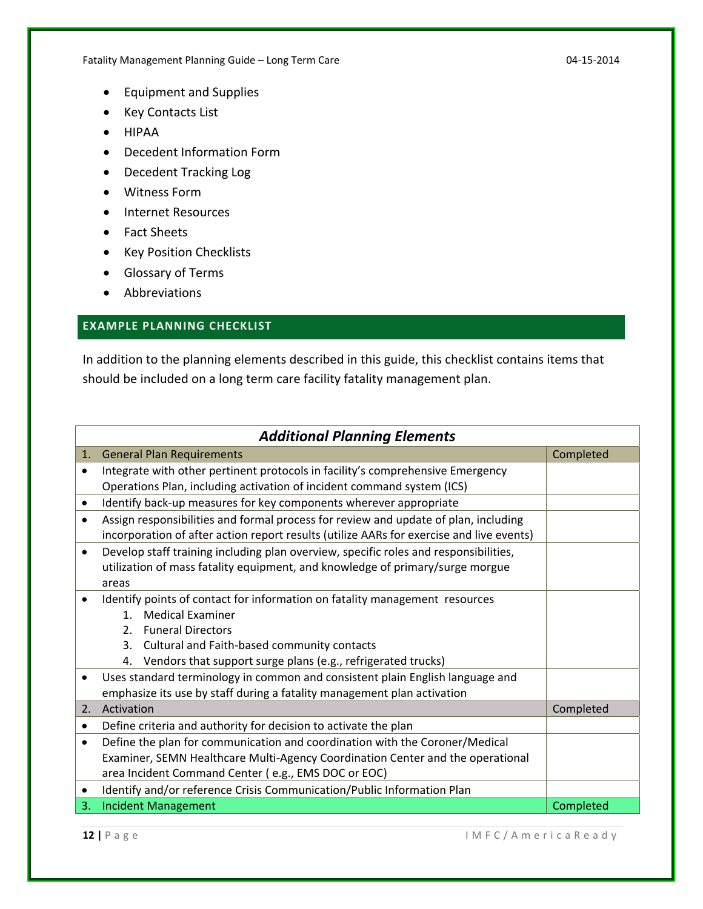- Equipment and Supplies
- Key Contacts List
- HIPAA
- Decedent Information Form
- Decedent Tracking Log
- Witness Form
- Internet Resources
- Fact Sheets
- Key Position Checklists
- Glossary of Terms
- Abbreviations

## EXAMPLE PLANNING CHECKLIST

In addition to the planning elements described in this guide, this checklist contains items that should be included on a long term care facility fatality management plan.

| ***Additional Planning Elements*** | |
|---|---|
| 1. General Plan Requirements | Completed |
| • Integrate with other pertinent protocols in facility's comprehensive Emergency Operations Plan, including activation of incident command system (ICS) | |
| • Identify back-up measures for key components wherever appropriate | |
| • Assign responsibilities and formal process for review and update of plan, including incorporation of after action report results (utilize AARs for exercise and live events) | |
| • Develop staff training including plan overview, specific roles and responsibilities, utilization of mass fatality equipment, and knowledge of primary/surge morgue areas | |
| • Identify points of contact for information on fatality management resources<br>1. Medical Examiner<br>2. Funeral Directors<br>3. Cultural and Faith-based community contacts<br>4. Vendors that support surge plans (e.g., refrigerated trucks) | |
| • Uses standard terminology in common and consistent plain English language and emphasize its use by staff during a fatality management plan activation | |
| 2. Activation | Completed |
| • Define criteria and authority for decision to activate the plan | |
| • Define the plan for communication and coordination with the Coroner/Medical Examiner, SEMN Healthcare Multi-Agency Coordination Center and the operational area Incident Command Center ( e.g., EMS DOC or EOC) | |
| • Identify and/or reference Crisis Communication/Public Information Plan | |
| 3. Incident Management | Completed |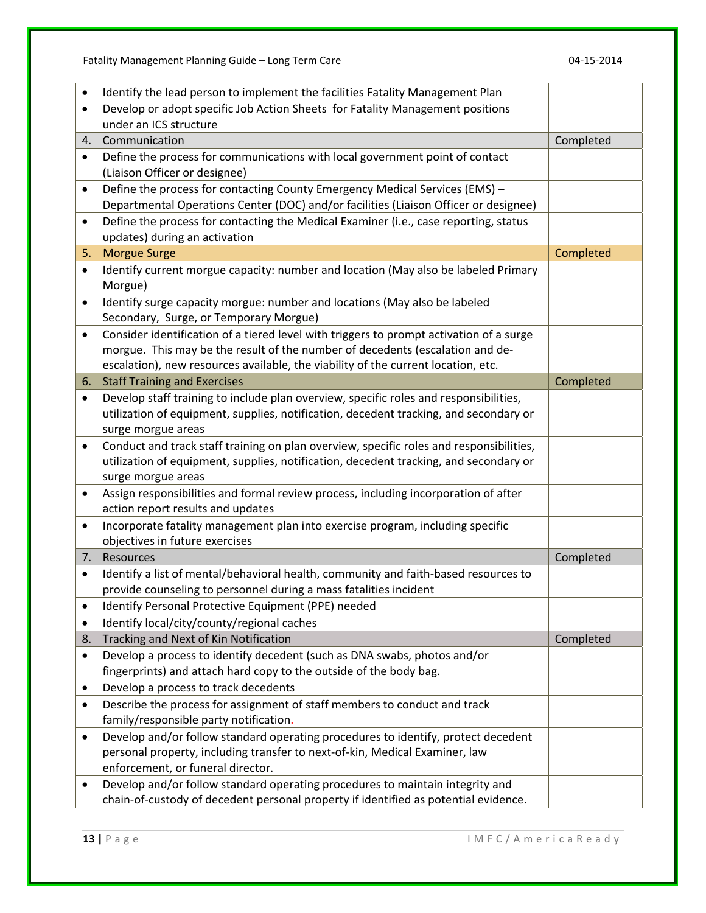| | |
|---|---|
| • Identify the lead person to implement the facilities Fatality Management Plan | |
| • Develop or adopt specific Job Action Sheets for Fatality Management positions under an ICS structure | |
| 4. Communication | Completed |
| • Define the process for communications with local government point of contact (Liaison Officer or designee) | |
| • Define the process for contacting County Emergency Medical Services (EMS) – Departmental Operations Center (DOC) and/or facilities (Liaison Officer or designee) | |
| • Define the process for contacting the Medical Examiner (i.e., case reporting, status updates) during an activation | |
| 5. Morgue Surge | Completed |
| • Identify current morgue capacity: number and location (May also be labeled Primary Morgue) | |
| • Identify surge capacity morgue: number and locations (May also be labeled Secondary, Surge, or Temporary Morgue) | |
| • Consider identification of a tiered level with triggers to prompt activation of a surge morgue. This may be the result of the number of decedents (escalation and de-escalation), new resources available, the viability of the current location, etc. | |
| 6. Staff Training and Exercises | Completed |
| • Develop staff training to include plan overview, specific roles and responsibilities, utilization of equipment, supplies, notification, decedent tracking, and secondary or surge morgue areas | |
| • Conduct and track staff training on plan overview, specific roles and responsibilities, utilization of equipment, supplies, notification, decedent tracking, and secondary or surge morgue areas | |
| • Assign responsibilities and formal review process, including incorporation of after action report results and updates | |
| • Incorporate fatality management plan into exercise program, including specific objectives in future exercises | |
| 7. Resources | Completed |
| • Identify a list of mental/behavioral health, community and faith-based resources to provide counseling to personnel during a mass fatalities incident | |
| • Identify Personal Protective Equipment (PPE) needed | |
| • Identify local/city/county/regional caches | |
| 8. Tracking and Next of Kin Notification | Completed |
| • Develop a process to identify decedent (such as DNA swabs, photos and/or fingerprints) and attach hard copy to the outside of the body bag. | |
| • Develop a process to track decedents | |
| • Describe the process for assignment of staff members to conduct and track family/responsible party notification. | |
| • Develop and/or follow standard operating procedures to identify, protect decedent personal property, including transfer to next-of-kin, Medical Examiner, law enforcement, or funeral director. | |
| • Develop and/or follow standard operating procedures to maintain integrity and chain-of-custody of decedent personal property if identified as potential evidence. | |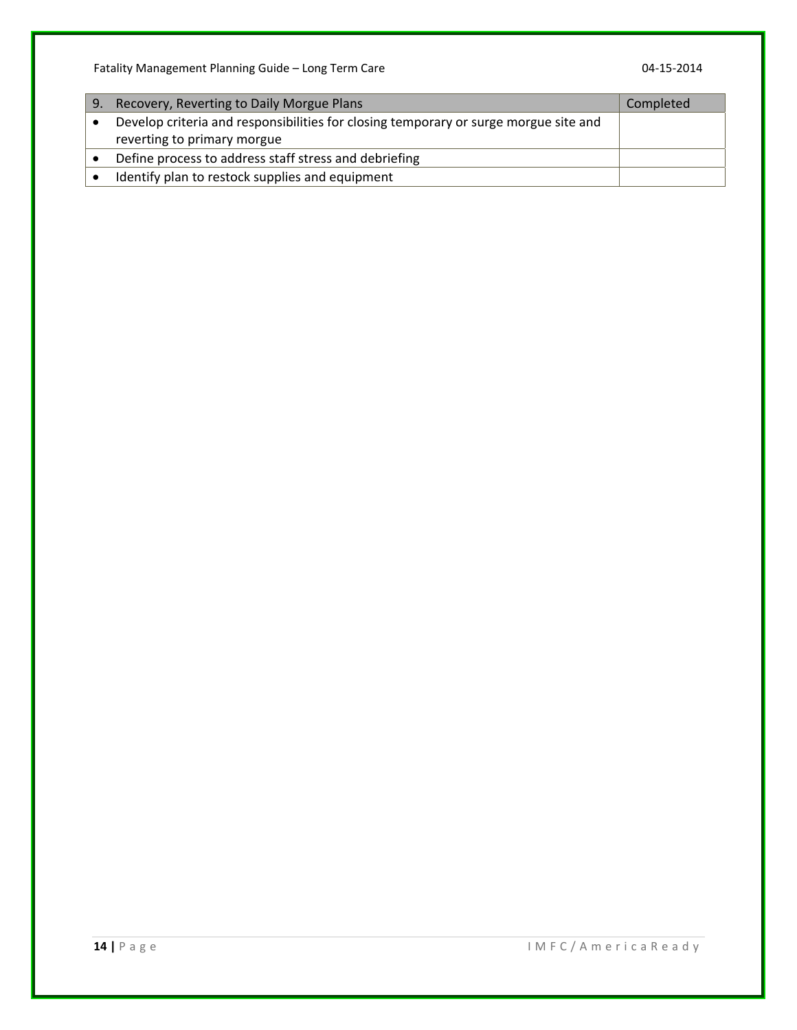| 9. Recovery, Reverting to Daily Morgue Plans | Completed |
| --- | --- |
| • Develop criteria and responsibilities for closing temporary or surge morgue site and reverting to primary morgue | |
| • Define process to address staff stress and debriefing | |
| • Identify plan to restock supplies and equipment | |